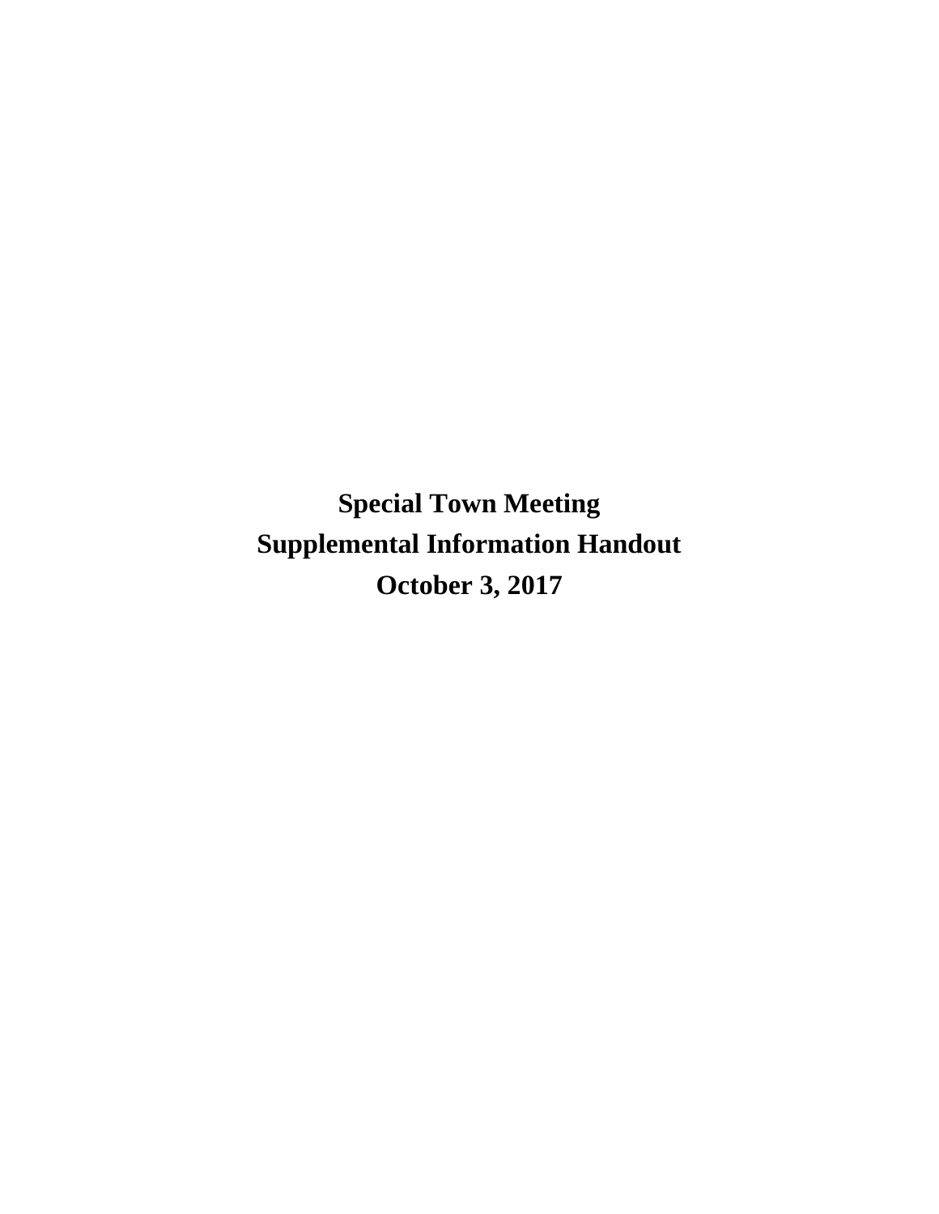# Special Town Meeting

# Supplemental Information Handout

# October 3, 2017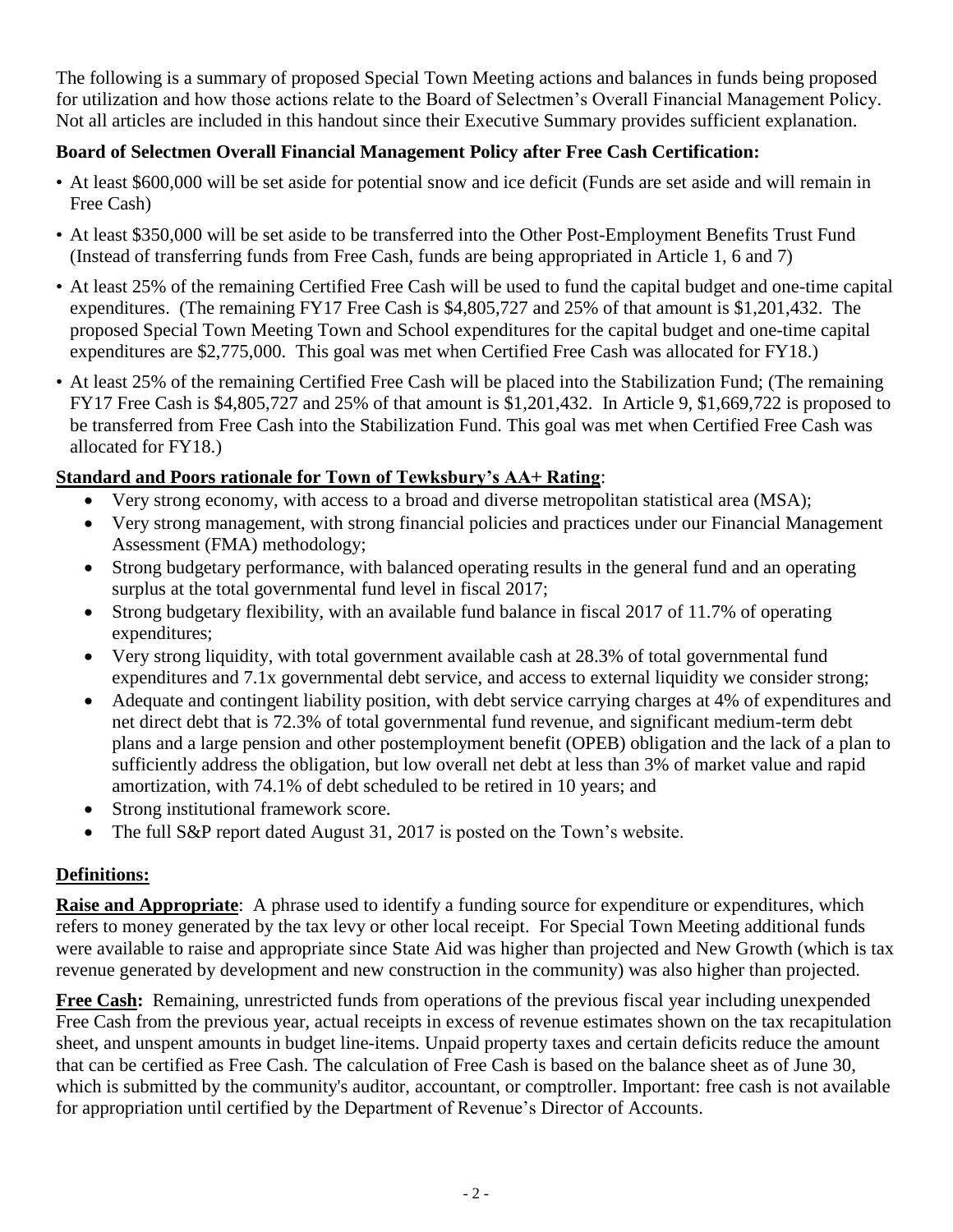The following is a summary of proposed Special Town Meeting actions and balances in funds being proposed for utilization and how those actions relate to the Board of Selectmen's Overall Financial Management Policy. Not all articles are included in this handout since their Executive Summary provides sufficient explanation.

**Board of Selectmen Overall Financial Management Policy after Free Cash Certification:**

- At least $600,000 will be set aside for potential snow and ice deficit (Funds are set aside and will remain in Free Cash)
- At least $350,000 will be set aside to be transferred into the Other Post-Employment Benefits Trust Fund (Instead of transferring funds from Free Cash, funds are being appropriated in Article 1, 6 and 7)
- At least 25% of the remaining Certified Free Cash will be used to fund the capital budget and one-time capital expenditures. (The remaining FY17 Free Cash is $4,805,727 and 25% of that amount is $1,201,432. The proposed Special Town Meeting Town and School expenditures for the capital budget and one-time capital expenditures are $2,775,000. This goal was met when Certified Free Cash was allocated for FY18.)
- At least 25% of the remaining Certified Free Cash will be placed into the Stabilization Fund; (The remaining FY17 Free Cash is $4,805,727 and 25% of that amount is $1,201,432. In Article 9, $1,669,722 is proposed to be transferred from Free Cash into the Stabilization Fund. This goal was met when Certified Free Cash was allocated for FY18.)

**Standard and Poors rationale for Town of Tewksbury's AA+ Rating**:

- Very strong economy, with access to a broad and diverse metropolitan statistical area (MSA);
- Very strong management, with strong financial policies and practices under our Financial Management Assessment (FMA) methodology;
- Strong budgetary performance, with balanced operating results in the general fund and an operating surplus at the total governmental fund level in fiscal 2017;
- Strong budgetary flexibility, with an available fund balance in fiscal 2017 of 11.7% of operating expenditures;
- Very strong liquidity, with total government available cash at 28.3% of total governmental fund expenditures and 7.1x governmental debt service, and access to external liquidity we consider strong;
- Adequate and contingent liability position, with debt service carrying charges at 4% of expenditures and net direct debt that is 72.3% of total governmental fund revenue, and significant medium-term debt plans and a large pension and other postemployment benefit (OPEB) obligation and the lack of a plan to sufficiently address the obligation, but low overall net debt at less than 3% of market value and rapid amortization, with 74.1% of debt scheduled to be retired in 10 years; and
- Strong institutional framework score.
- The full S&P report dated August 31, 2017 is posted on the Town's website.

**Definitions:**

**Raise and Appropriate**: A phrase used to identify a funding source for expenditure or expenditures, which refers to money generated by the tax levy or other local receipt. For Special Town Meeting additional funds were available to raise and appropriate since State Aid was higher than projected and New Growth (which is tax revenue generated by development and new construction in the community) was also higher than projected.

**Free Cash:** Remaining, unrestricted funds from operations of the previous fiscal year including unexpended Free Cash from the previous year, actual receipts in excess of revenue estimates shown on the tax recapitulation sheet, and unspent amounts in budget line-items. Unpaid property taxes and certain deficits reduce the amount that can be certified as Free Cash. The calculation of Free Cash is based on the balance sheet as of June 30, which is submitted by the community's auditor, accountant, or comptroller. Important: free cash is not available for appropriation until certified by the Department of Revenue's Director of Accounts.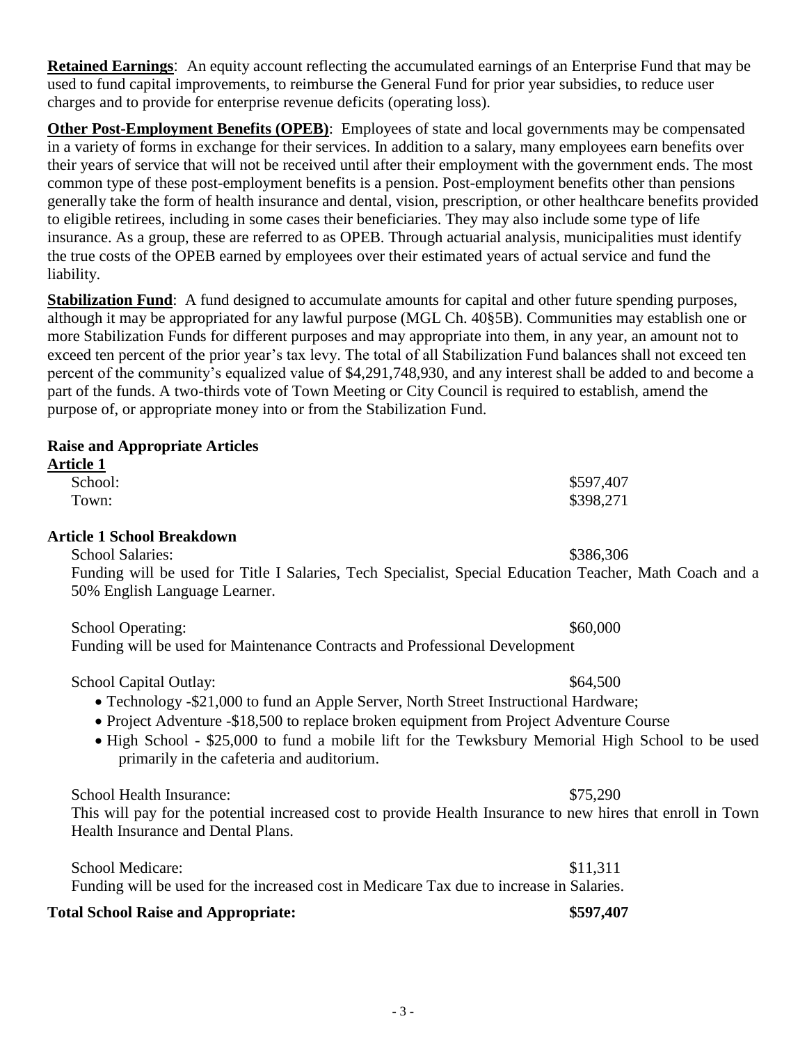**Retained Earnings**: An equity account reflecting the accumulated earnings of an Enterprise Fund that may be used to fund capital improvements, to reimburse the General Fund for prior year subsidies, to reduce user charges and to provide for enterprise revenue deficits (operating loss).

**Other Post-Employment Benefits (OPEB)**: Employees of state and local governments may be compensated in a variety of forms in exchange for their services. In addition to a salary, many employees earn benefits over their years of service that will not be received until after their employment with the government ends. The most common type of these post-employment benefits is a pension. Post-employment benefits other than pensions generally take the form of health insurance and dental, vision, prescription, or other healthcare benefits provided to eligible retirees, including in some cases their beneficiaries. They may also include some type of life insurance. As a group, these are referred to as OPEB. Through actuarial analysis, municipalities must identify the true costs of the OPEB earned by employees over their estimated years of actual service and fund the liability.

**Stabilization Fund**: A fund designed to accumulate amounts for capital and other future spending purposes, although it may be appropriated for any lawful purpose (MGL Ch. 40§5B). Communities may establish one or more Stabilization Funds for different purposes and may appropriate into them, in any year, an amount not to exceed ten percent of the prior year's tax levy. The total of all Stabilization Fund balances shall not exceed ten percent of the community's equalized value of $4,291,748,930, and any interest shall be added to and become a part of the funds. A two-thirds vote of Town Meeting or City Council is required to establish, amend the purpose of, or appropriate money into or from the Stabilization Fund.

**Raise and Appropriate Articles**

**Article 1**

School: $597,407

Town: $398,271

**Article 1 School Breakdown**

School Salaries: $386,306

Funding will be used for Title I Salaries, Tech Specialist, Special Education Teacher, Math Coach and a 50% English Language Learner.

School Operating: $60,000

Funding will be used for Maintenance Contracts and Professional Development

School Capital Outlay: $64,500

- Technology -$21,000 to fund an Apple Server, North Street Instructional Hardware;
- Project Adventure -$18,500 to replace broken equipment from Project Adventure Course
- High School - $25,000 to fund a mobile lift for the Tewksbury Memorial High School to be used primarily in the cafeteria and auditorium.

School Health Insurance: $75,290

This will pay for the potential increased cost to provide Health Insurance to new hires that enroll in Town Health Insurance and Dental Plans.

School Medicare: $11,311

Funding will be used for the increased cost in Medicare Tax due to increase in Salaries.

**Total School Raise and Appropriate: $597,407**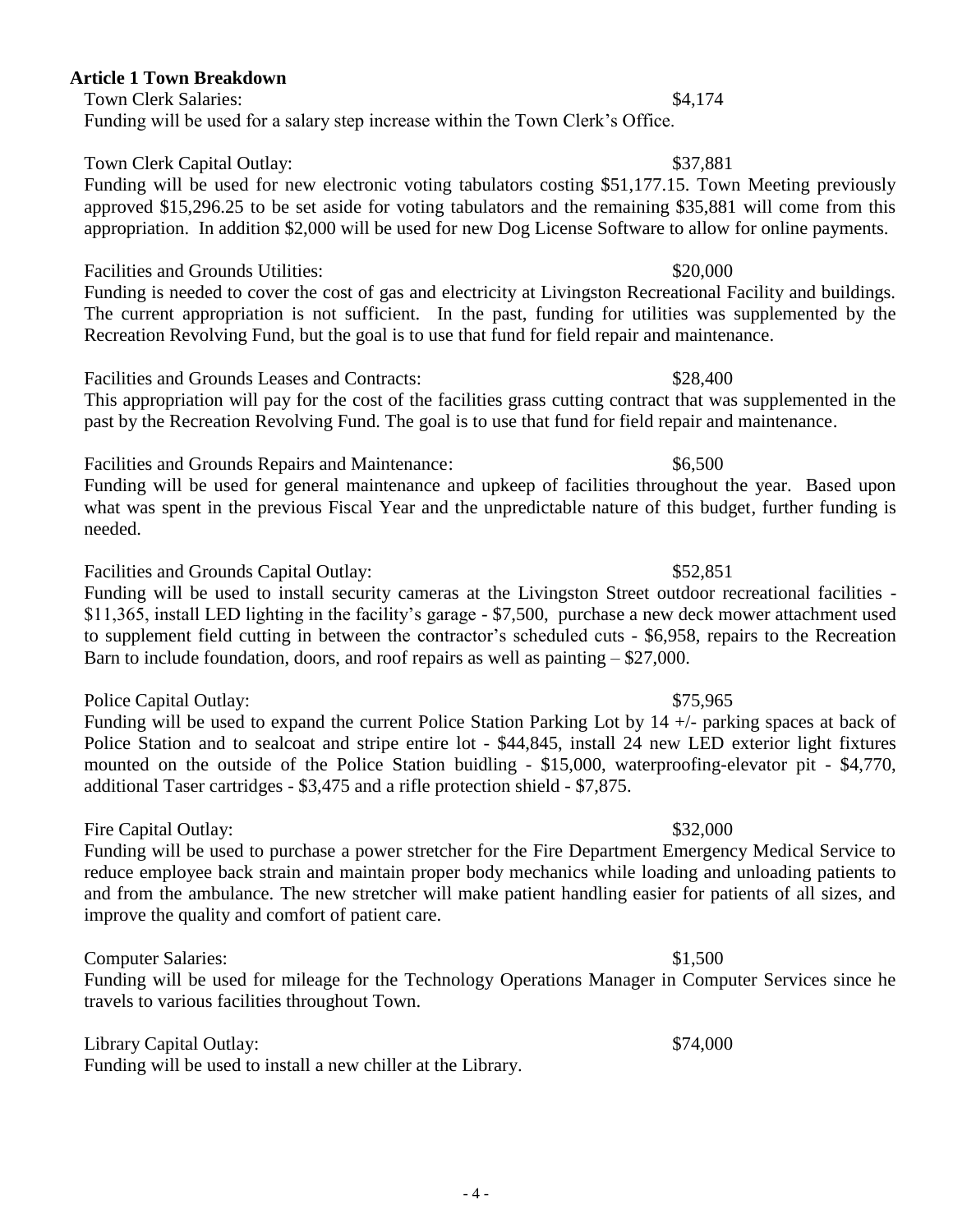**Article 1 Town Breakdown**

Town Clerk Salaries: $4,174

Funding will be used for a salary step increase within the Town Clerk's Office.

Town Clerk Capital Outlay: $37,881

Funding will be used for new electronic voting tabulators costing $51,177.15. Town Meeting previously approved $15,296.25 to be set aside for voting tabulators and the remaining $35,881 will come from this appropriation. In addition $2,000 will be used for new Dog License Software to allow for online payments.

Facilities and Grounds Utilities: $20,000

Funding is needed to cover the cost of gas and electricity at Livingston Recreational Facility and buildings. The current appropriation is not sufficient. In the past, funding for utilities was supplemented by the Recreation Revolving Fund, but the goal is to use that fund for field repair and maintenance.

Facilities and Grounds Leases and Contracts: $28,400

This appropriation will pay for the cost of the facilities grass cutting contract that was supplemented in the past by the Recreation Revolving Fund. The goal is to use that fund for field repair and maintenance.

Facilities and Grounds Repairs and Maintenance: $6,500

Funding will be used for general maintenance and upkeep of facilities throughout the year. Based upon what was spent in the previous Fiscal Year and the unpredictable nature of this budget, further funding is needed.

Facilities and Grounds Capital Outlay: $52,851

Funding will be used to install security cameras at the Livingston Street outdoor recreational facilities - $11,365, install LED lighting in the facility's garage - $7,500, purchase a new deck mower attachment used to supplement field cutting in between the contractor's scheduled cuts - $6,958, repairs to the Recreation Barn to include foundation, doors, and roof repairs as well as painting – $27,000.

Police Capital Outlay: $75,965

Funding will be used to expand the current Police Station Parking Lot by 14 +/- parking spaces at back of Police Station and to sealcoat and stripe entire lot - $44,845, install 24 new LED exterior light fixtures mounted on the outside of the Police Station buidling - $15,000, waterproofing-elevator pit - $4,770, additional Taser cartridges - $3,475 and a rifle protection shield - $7,875.

Fire Capital Outlay: $32,000

Funding will be used to purchase a power stretcher for the Fire Department Emergency Medical Service to reduce employee back strain and maintain proper body mechanics while loading and unloading patients to and from the ambulance. The new stretcher will make patient handling easier for patients of all sizes, and improve the quality and comfort of patient care.

Computer Salaries: $1,500

Funding will be used for mileage for the Technology Operations Manager in Computer Services since he travels to various facilities throughout Town.

Library Capital Outlay: $74,000

Funding will be used to install a new chiller at the Library.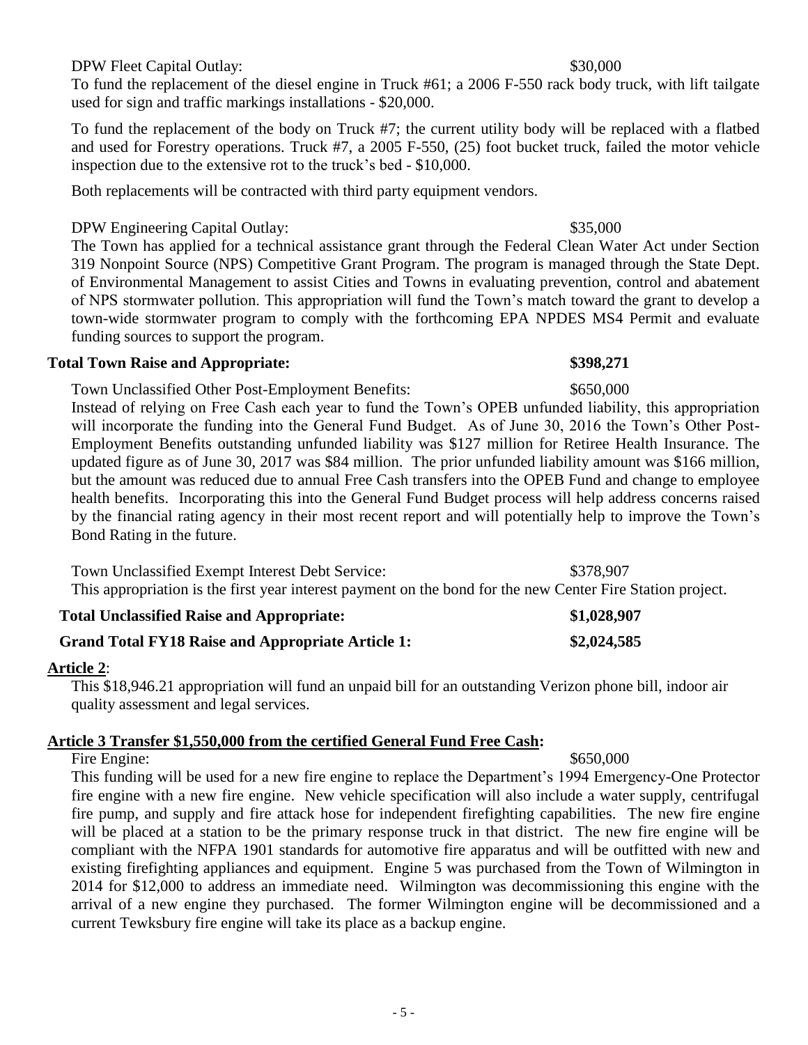DPW Fleet Capital Outlay: $30,000

To fund the replacement of the diesel engine in Truck #61; a 2006 F-550 rack body truck, with lift tailgate used for sign and traffic markings installations - $20,000.

To fund the replacement of the body on Truck #7; the current utility body will be replaced with a flatbed and used for Forestry operations. Truck #7, a 2005 F-550, (25) foot bucket truck, failed the motor vehicle inspection due to the extensive rot to the truck's bed - $10,000.

Both replacements will be contracted with third party equipment vendors.

DPW Engineering Capital Outlay: $35,000

The Town has applied for a technical assistance grant through the Federal Clean Water Act under Section 319 Nonpoint Source (NPS) Competitive Grant Program. The program is managed through the State Dept. of Environmental Management to assist Cities and Towns in evaluating prevention, control and abatement of NPS stormwater pollution. This appropriation will fund the Town's match toward the grant to develop a town-wide stormwater program to comply with the forthcoming EPA NPDES MS4 Permit and evaluate funding sources to support the program.

**Total Town Raise and Appropriate: $398,271**

Town Unclassified Other Post-Employment Benefits: $650,000

Instead of relying on Free Cash each year to fund the Town's OPEB unfunded liability, this appropriation will incorporate the funding into the General Fund Budget. As of June 30, 2016 the Town's Other Post-Employment Benefits outstanding unfunded liability was $127 million for Retiree Health Insurance. The updated figure as of June 30, 2017 was $84 million. The prior unfunded liability amount was $166 million, but the amount was reduced due to annual Free Cash transfers into the OPEB Fund and change to employee health benefits. Incorporating this into the General Fund Budget process will help address concerns raised by the financial rating agency in their most recent report and will potentially help to improve the Town's Bond Rating in the future.

Town Unclassified Exempt Interest Debt Service: $378,907

This appropriation is the first year interest payment on the bond for the new Center Fire Station project.

**Total Unclassified Raise and Appropriate: $1,028,907**

**Grand Total FY18 Raise and Appropriate Article 1: $2,024,585**

**Article 2**:

This $18,946.21 appropriation will fund an unpaid bill for an outstanding Verizon phone bill, indoor air quality assessment and legal services.

**Article 3 Transfer $1,550,000 from the certified General Fund Free Cash:**

Fire Engine: $650,000

This funding will be used for a new fire engine to replace the Department's 1994 Emergency-One Protector fire engine with a new fire engine. New vehicle specification will also include a water supply, centrifugal fire pump, and supply and fire attack hose for independent firefighting capabilities. The new fire engine will be placed at a station to be the primary response truck in that district. The new fire engine will be compliant with the NFPA 1901 standards for automotive fire apparatus and will be outfitted with new and existing firefighting appliances and equipment. Engine 5 was purchased from the Town of Wilmington in 2014 for $12,000 to address an immediate need. Wilmington was decommissioning this engine with the arrival of a new engine they purchased. The former Wilmington engine will be decommissioned and a current Tewksbury fire engine will take its place as a backup engine.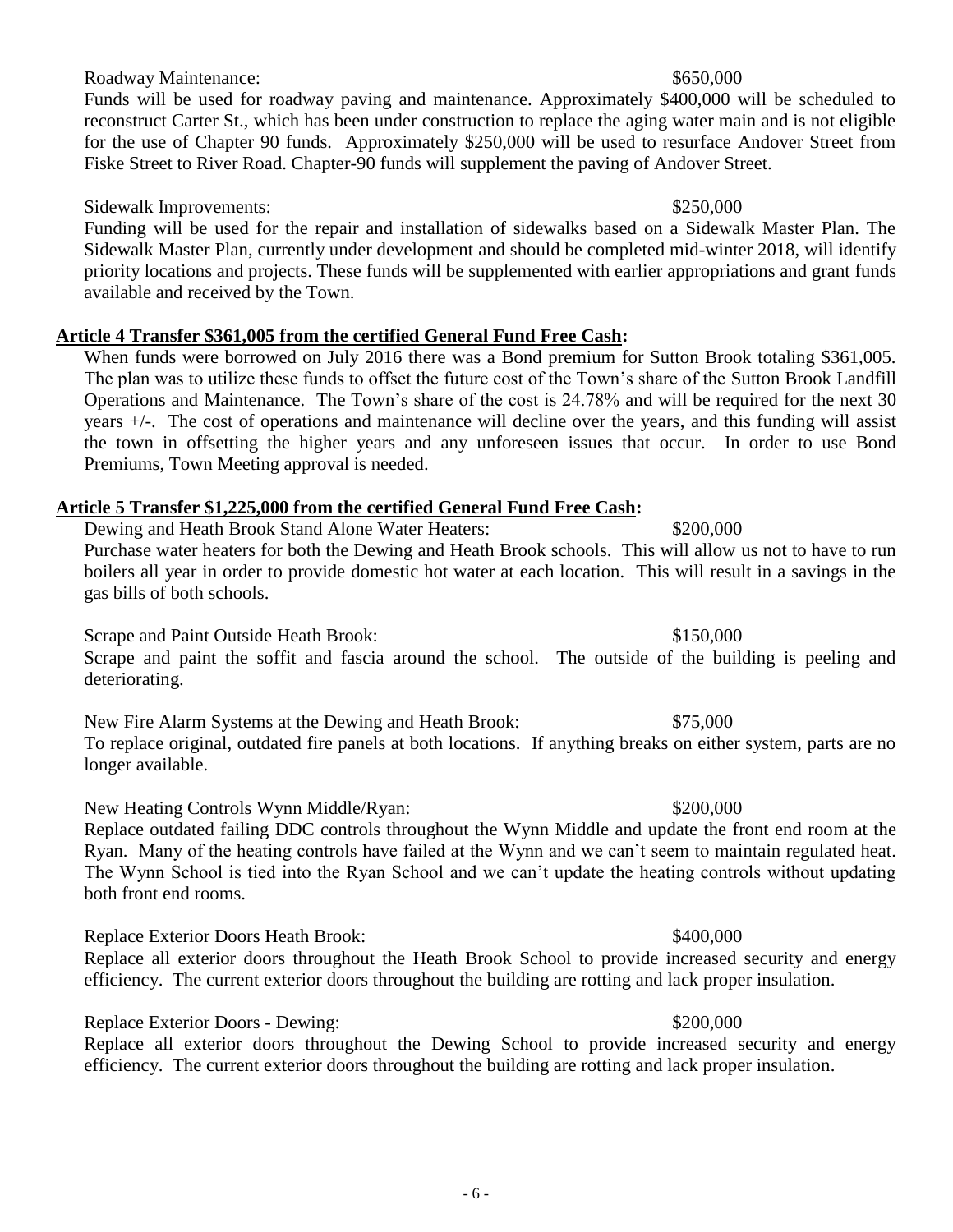Roadway Maintenance: $650,000

Funds will be used for roadway paving and maintenance. Approximately $400,000 will be scheduled to reconstruct Carter St., which has been under construction to replace the aging water main and is not eligible for the use of Chapter 90 funds. Approximately $250,000 will be used to resurface Andover Street from Fiske Street to River Road. Chapter-90 funds will supplement the paving of Andover Street.

Sidewalk Improvements: $250,000

Funding will be used for the repair and installation of sidewalks based on a Sidewalk Master Plan. The Sidewalk Master Plan, currently under development and should be completed mid-winter 2018, will identify priority locations and projects. These funds will be supplemented with earlier appropriations and grant funds available and received by the Town.

**Article 4 Transfer $361,005 from the certified General Fund Free Cash:**

When funds were borrowed on July 2016 there was a Bond premium for Sutton Brook totaling $361,005. The plan was to utilize these funds to offset the future cost of the Town's share of the Sutton Brook Landfill Operations and Maintenance. The Town's share of the cost is 24.78% and will be required for the next 30 years +/-. The cost of operations and maintenance will decline over the years, and this funding will assist the town in offsetting the higher years and any unforeseen issues that occur. In order to use Bond Premiums, Town Meeting approval is needed.

**Article 5 Transfer $1,225,000 from the certified General Fund Free Cash:**

Dewing and Heath Brook Stand Alone Water Heaters: $200,000

Purchase water heaters for both the Dewing and Heath Brook schools. This will allow us not to have to run boilers all year in order to provide domestic hot water at each location. This will result in a savings in the gas bills of both schools.

Scrape and Paint Outside Heath Brook: $150,000

Scrape and paint the soffit and fascia around the school. The outside of the building is peeling and deteriorating.

New Fire Alarm Systems at the Dewing and Heath Brook: $75,000

To replace original, outdated fire panels at both locations. If anything breaks on either system, parts are no longer available.

New Heating Controls Wynn Middle/Ryan: $200,000

Replace outdated failing DDC controls throughout the Wynn Middle and update the front end room at the Ryan. Many of the heating controls have failed at the Wynn and we can't seem to maintain regulated heat. The Wynn School is tied into the Ryan School and we can't update the heating controls without updating both front end rooms.

Replace Exterior Doors Heath Brook: $400,000

Replace all exterior doors throughout the Heath Brook School to provide increased security and energy efficiency. The current exterior doors throughout the building are rotting and lack proper insulation.

Replace Exterior Doors - Dewing: $200,000

Replace all exterior doors throughout the Dewing School to provide increased security and energy efficiency. The current exterior doors throughout the building are rotting and lack proper insulation.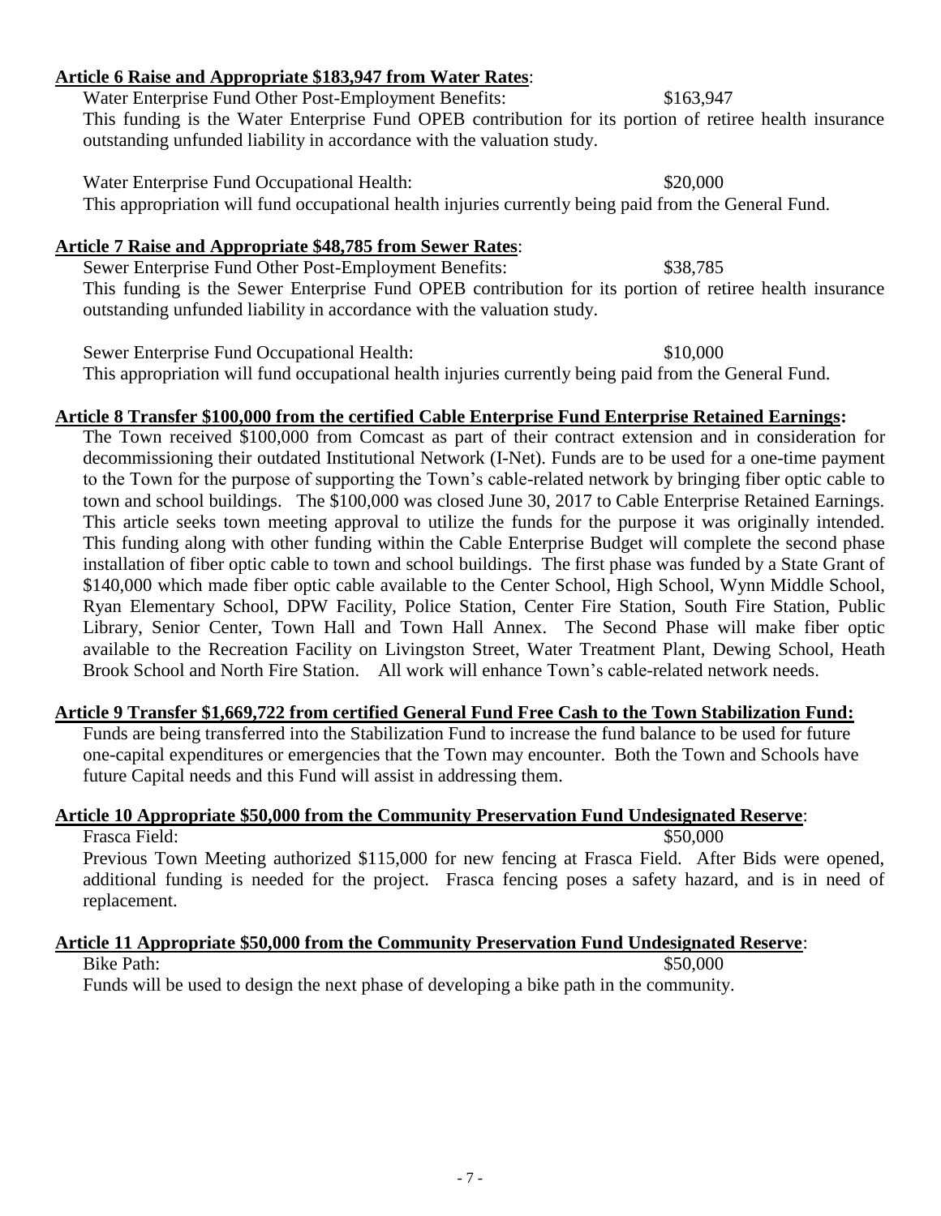**Article 6 Raise and Appropriate $183,947 from Water Rates**:

Water Enterprise Fund Other Post-Employment Benefits: $163,947

This funding is the Water Enterprise Fund OPEB contribution for its portion of retiree health insurance outstanding unfunded liability in accordance with the valuation study.

Water Enterprise Fund Occupational Health: $20,000

This appropriation will fund occupational health injuries currently being paid from the General Fund.

**Article 7 Raise and Appropriate $48,785 from Sewer Rates**:

Sewer Enterprise Fund Other Post-Employment Benefits: $38,785

This funding is the Sewer Enterprise Fund OPEB contribution for its portion of retiree health insurance outstanding unfunded liability in accordance with the valuation study.

Sewer Enterprise Fund Occupational Health: $10,000

This appropriation will fund occupational health injuries currently being paid from the General Fund.

**Article 8 Transfer $100,000 from the certified Cable Enterprise Fund Enterprise Retained Earnings:**

The Town received $100,000 from Comcast as part of their contract extension and in consideration for decommissioning their outdated Institutional Network (I-Net). Funds are to be used for a one-time payment to the Town for the purpose of supporting the Town's cable-related network by bringing fiber optic cable to town and school buildings. The $100,000 was closed June 30, 2017 to Cable Enterprise Retained Earnings. This article seeks town meeting approval to utilize the funds for the purpose it was originally intended. This funding along with other funding within the Cable Enterprise Budget will complete the second phase installation of fiber optic cable to town and school buildings. The first phase was funded by a State Grant of $140,000 which made fiber optic cable available to the Center School, High School, Wynn Middle School, Ryan Elementary School, DPW Facility, Police Station, Center Fire Station, South Fire Station, Public Library, Senior Center, Town Hall and Town Hall Annex. The Second Phase will make fiber optic available to the Recreation Facility on Livingston Street, Water Treatment Plant, Dewing School, Heath Brook School and North Fire Station. All work will enhance Town's cable-related network needs.

**Article 9 Transfer $1,669,722 from certified General Fund Free Cash to the Town Stabilization Fund:**

Funds are being transferred into the Stabilization Fund to increase the fund balance to be used for future one-capital expenditures or emergencies that the Town may encounter. Both the Town and Schools have future Capital needs and this Fund will assist in addressing them.

**Article 10 Appropriate $50,000 from the Community Preservation Fund Undesignated Reserve**:

Frasca Field: $50,000

Previous Town Meeting authorized $115,000 for new fencing at Frasca Field. After Bids were opened, additional funding is needed for the project. Frasca fencing poses a safety hazard, and is in need of replacement.

**Article 11 Appropriate $50,000 from the Community Preservation Fund Undesignated Reserve**:

Bike Path: $50,000

Funds will be used to design the next phase of developing a bike path in the community.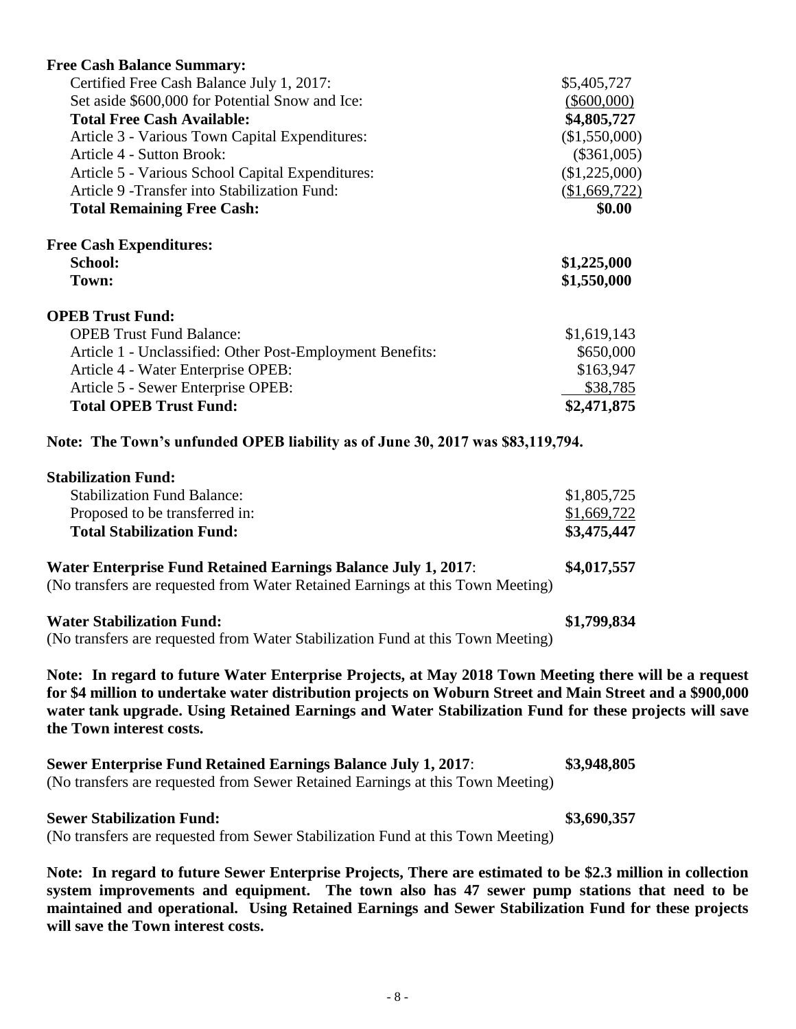**Free Cash Balance Summary:**

| | |
|---|---|
| Certified Free Cash Balance July 1, 2017: | $5,405,727 |
| Set aside $600,000 for Potential Snow and Ice: | ($600,000) |
| **Total Free Cash Available:** | **$4,805,727** |
| Article 3 - Various Town Capital Expenditures: | ($1,550,000) |
| Article 4 - Sutton Brook: | ($361,005) |
| Article 5 - Various School Capital Expenditures: | ($1,225,000) |
| Article 9 -Transfer into Stabilization Fund: | ($1,669,722) |
| **Total Remaining Free Cash:** | **$0.00** |

**Free Cash Expenditures:**

| | |
|---|---|
| **School:** | **$1,225,000** |
| **Town:** | **$1,550,000** |

**OPEB Trust Fund:**

| | |
|---|---|
| OPEB Trust Fund Balance: | $1,619,143 |
| Article 1 - Unclassified: Other Post-Employment Benefits: | $650,000 |
| Article 4 - Water Enterprise OPEB: | $163,947 |
| Article 5 - Sewer Enterprise OPEB: | $38,785 |
| **Total OPEB Trust Fund:** | **$2,471,875** |

**Note: The Town's unfunded OPEB liability as of June 30, 2017 was $83,119,794.**

**Stabilization Fund:**

| | |
|---|---|
| Stabilization Fund Balance: | $1,805,725 |
| Proposed to be transferred in: | $1,669,722 |
| **Total Stabilization Fund:** | **$3,475,447** |

**Water Enterprise Fund Retained Earnings Balance July 1, 2017**: **$4,017,557**
(No transfers are requested from Water Retained Earnings at this Town Meeting)

**Water Stabilization Fund:** **$1,799,834**
(No transfers are requested from Water Stabilization Fund at this Town Meeting)

**Note: In regard to future Water Enterprise Projects, at May 2018 Town Meeting there will be a request for $4 million to undertake water distribution projects on Woburn Street and Main Street and a $900,000 water tank upgrade. Using Retained Earnings and Water Stabilization Fund for these projects will save the Town interest costs.**

**Sewer Enterprise Fund Retained Earnings Balance July 1, 2017**: **$3,948,805**
(No transfers are requested from Sewer Retained Earnings at this Town Meeting)

**Sewer Stabilization Fund:** **$3,690,357**
(No transfers are requested from Sewer Stabilization Fund at this Town Meeting)

**Note: In regard to future Sewer Enterprise Projects, There are estimated to be $2.3 million in collection system improvements and equipment. The town also has 47 sewer pump stations that need to be maintained and operational. Using Retained Earnings and Sewer Stabilization Fund for these projects will save the Town interest costs.**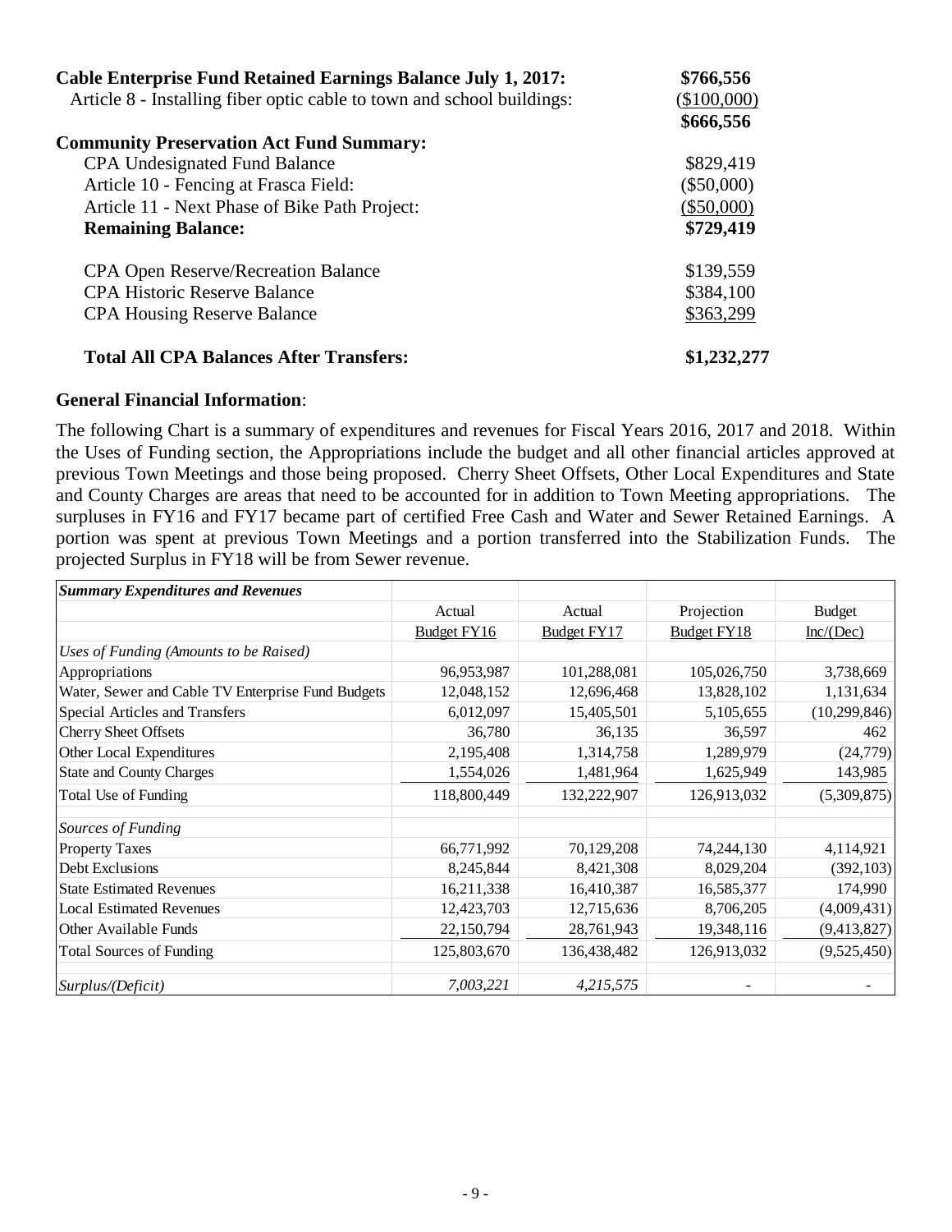**Cable Enterprise Fund Retained Earnings Balance July 1, 2017:** **$766,556**
Article 8 - Installing fiber optic cable to town and school buildings: ($100,000)
**$666,556**

**Community Preservation Act Fund Summary:**

| | |
|---|---|
| CPA Undesignated Fund Balance | $829,419 |
| Article 10 - Fencing at Frasca Field: | ($50,000) |
| Article 11 - Next Phase of Bike Path Project: | ($50,000) |
| **Remaining Balance:** | **$729,419** |
| | |
| CPA Open Reserve/Recreation Balance | $139,559 |
| CPA Historic Reserve Balance | $384,100 |
| CPA Housing Reserve Balance | $363,299 |
| | |
| **Total All CPA Balances After Transfers:** | **$1,232,277** |

**General Financial Information**:

The following Chart is a summary of expenditures and revenues for Fiscal Years 2016, 2017 and 2018. Within the Uses of Funding section, the Appropriations include the budget and all other financial articles approved at previous Town Meetings and those being proposed. Cherry Sheet Offsets, Other Local Expenditures and State and County Charges are areas that need to be accounted for in addition to Town Meeting appropriations. The surpluses in FY16 and FY17 became part of certified Free Cash and Water and Sewer Retained Earnings. A portion was spent at previous Town Meetings and a portion transferred into the Stabilization Funds. The projected Surplus in FY18 will be from Sewer revenue.

| ***Summary Expenditures and Revenues*** | | | | |
|---|---|---|---|---|
| | Actual | Actual | Projection | Budget |
| | Budget FY16 | Budget FY17 | Budget FY18 | Inc/(Dec) |
| *Uses of Funding (Amounts to be Raised)* | | | | |
| Appropriations | 96,953,987 | 101,288,081 | 105,026,750 | 3,738,669 |
| Water, Sewer and Cable TV Enterprise Fund Budgets | 12,048,152 | 12,696,468 | 13,828,102 | 1,131,634 |
| Special Articles and Transfers | 6,012,097 | 15,405,501 | 5,105,655 | (10,299,846) |
| Cherry Sheet Offsets | 36,780 | 36,135 | 36,597 | 462 |
| Other Local Expenditures | 2,195,408 | 1,314,758 | 1,289,979 | (24,779) |
| State and County Charges | 1,554,026 | 1,481,964 | 1,625,949 | 143,985 |
| Total Use of Funding | 118,800,449 | 132,222,907 | 126,913,032 | (5,309,875) |
| | | | | |
| *Sources of Funding* | | | | |
| Property Taxes | 66,771,992 | 70,129,208 | 74,244,130 | 4,114,921 |
| Debt Exclusions | 8,245,844 | 8,421,308 | 8,029,204 | (392,103) |
| State Estimated Revenues | 16,211,338 | 16,410,387 | 16,585,377 | 174,990 |
| Local Estimated Revenues | 12,423,703 | 12,715,636 | 8,706,205 | (4,009,431) |
| Other Available Funds | 22,150,794 | 28,761,943 | 19,348,116 | (9,413,827) |
| Total Sources of Funding | 125,803,670 | 136,438,482 | 126,913,032 | (9,525,450) |
| | | | | |
| *Surplus/(Deficit)* | *7,003,221* | *4,215,575* | - | - |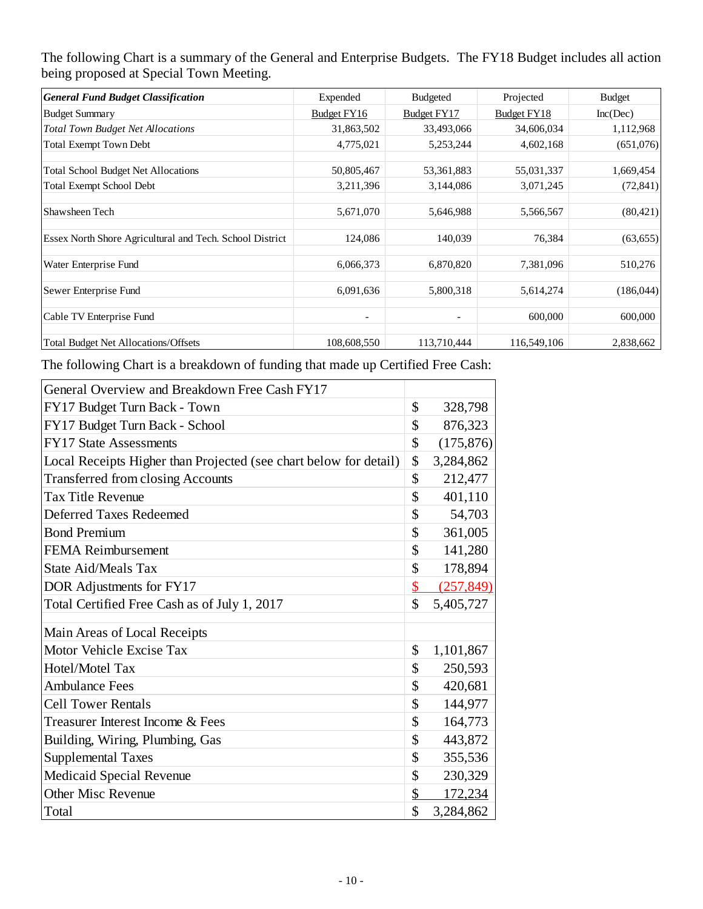The following Chart is a summary of the General and Enterprise Budgets. The FY18 Budget includes all action being proposed at Special Town Meeting.

| ***General Fund Budget Classification*** | Expended | Budgeted | Projected | Budget |
|---|---|---|---|---|
| Budget Summary | Budget FY16 | Budget FY17 | Budget FY18 | Inc(Dec) |
| *Total Town Budget Net Allocations* | 31,863,502 | 33,493,066 | 34,606,034 | 1,112,968 |
| Total Exempt Town Debt | 4,775,021 | 5,253,244 | 4,602,168 | (651,076) |
| Total School Budget Net Allocations | 50,805,467 | 53,361,883 | 55,031,337 | 1,669,454 |
| Total Exempt School Debt | 3,211,396 | 3,144,086 | 3,071,245 | (72,841) |
| Shawsheen Tech | 5,671,070 | 5,646,988 | 5,566,567 | (80,421) |
| Essex North Shore Agricultural and Tech. School District | 124,086 | 140,039 | 76,384 | (63,655) |
| Water Enterprise Fund | 6,066,373 | 6,870,820 | 7,381,096 | 510,276 |
| Sewer Enterprise Fund | 6,091,636 | 5,800,318 | 5,614,274 | (186,044) |
| Cable TV Enterprise Fund | - | - | 600,000 | 600,000 |
| Total Budget Net Allocations/Offsets | 108,608,550 | 113,710,444 | 116,549,106 | 2,838,662 |

The following Chart is a breakdown of funding that made up Certified Free Cash:

| General Overview and Breakdown Free Cash FY17 | |
|---|---|
| FY17 Budget Turn Back - Town | $ 328,798 |
| FY17 Budget Turn Back - School | $ 876,323 |
| FY17 State Assessments | $ (175,876) |
| Local Receipts Higher than Projected (see chart below for detail) | $ 3,284,862 |
| Transferred from closing Accounts | $ 212,477 |
| Tax Title Revenue | $ 401,110 |
| Deferred Taxes Redeemed | $ 54,703 |
| Bond Premium | $ 361,005 |
| FEMA Reimbursement | $ 141,280 |
| State Aid/Meals Tax | $ 178,894 |
| DOR Adjustments for FY17 | $ (257,849) |
| Total Certified Free Cash as of July 1, 2017 | $ 5,405,727 |
| | |
| Main Areas of Local Receipts | |
| Motor Vehicle Excise Tax | $ 1,101,867 |
| Hotel/Motel Tax | $ 250,593 |
| Ambulance Fees | $ 420,681 |
| Cell Tower Rentals | $ 144,977 |
| Treasurer Interest Income & Fees | $ 164,773 |
| Building, Wiring, Plumbing, Gas | $ 443,872 |
| Supplemental Taxes | $ 355,536 |
| Medicaid Special Revenue | $ 230,329 |
| Other Misc Revenue | $ 172,234 |
| Total | $ 3,284,862 |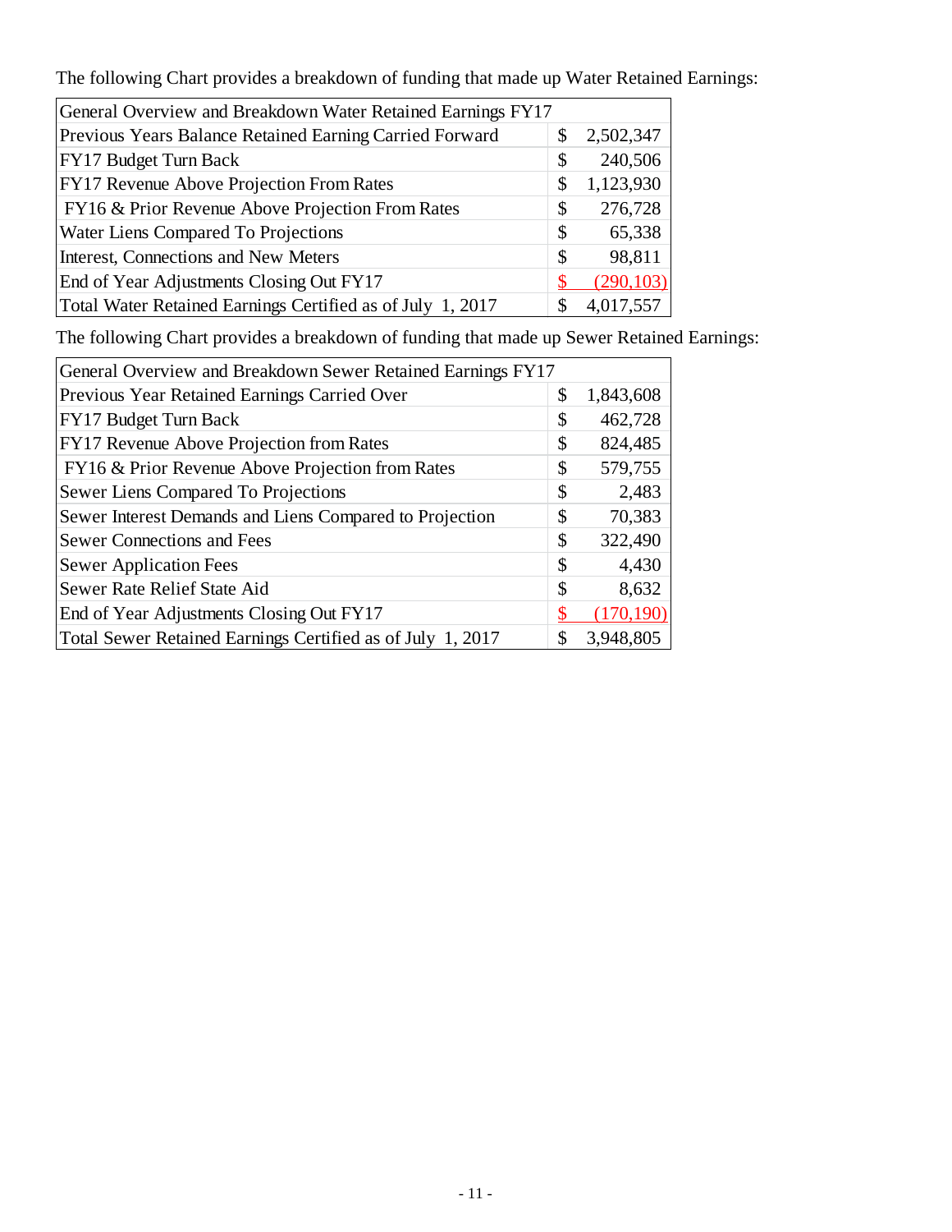The following Chart provides a breakdown of funding that made up Water Retained Earnings:

| General Overview and Breakdown Water Retained Earnings FY17 | | |
|---|---|---|
| Previous Years Balance Retained Earning Carried Forward | $ | 2,502,347 |
| FY17 Budget Turn Back | $ | 240,506 |
| FY17 Revenue Above Projection From Rates | $ | 1,123,930 |
| FY16 & Prior Revenue Above Projection From Rates | $ | 276,728 |
| Water Liens Compared To Projections | $ | 65,338 |
| Interest, Connections and New Meters | $ | 98,811 |
| End of Year Adjustments Closing Out FY17 | $ | (290,103) |
| Total Water Retained Earnings Certified as of July 1, 2017 | $ | 4,017,557 |

The following Chart provides a breakdown of funding that made up Sewer Retained Earnings:

| General Overview and Breakdown Sewer Retained Earnings FY17 | | |
|---|---|---|
| Previous Year Retained Earnings Carried Over | $ | 1,843,608 |
| FY17 Budget Turn Back | $ | 462,728 |
| FY17 Revenue Above Projection from Rates | $ | 824,485 |
| FY16 & Prior Revenue Above Projection from Rates | $ | 579,755 |
| Sewer Liens Compared To Projections | $ | 2,483 |
| Sewer Interest Demands and Liens Compared to Projection | $ | 70,383 |
| Sewer Connections and Fees | $ | 322,490 |
| Sewer Application Fees | $ | 4,430 |
| Sewer Rate Relief State Aid | $ | 8,632 |
| End of Year Adjustments Closing Out FY17 | $ | (170,190) |
| Total Sewer Retained Earnings Certified as of July 1, 2017 | $ | 3,948,805 |